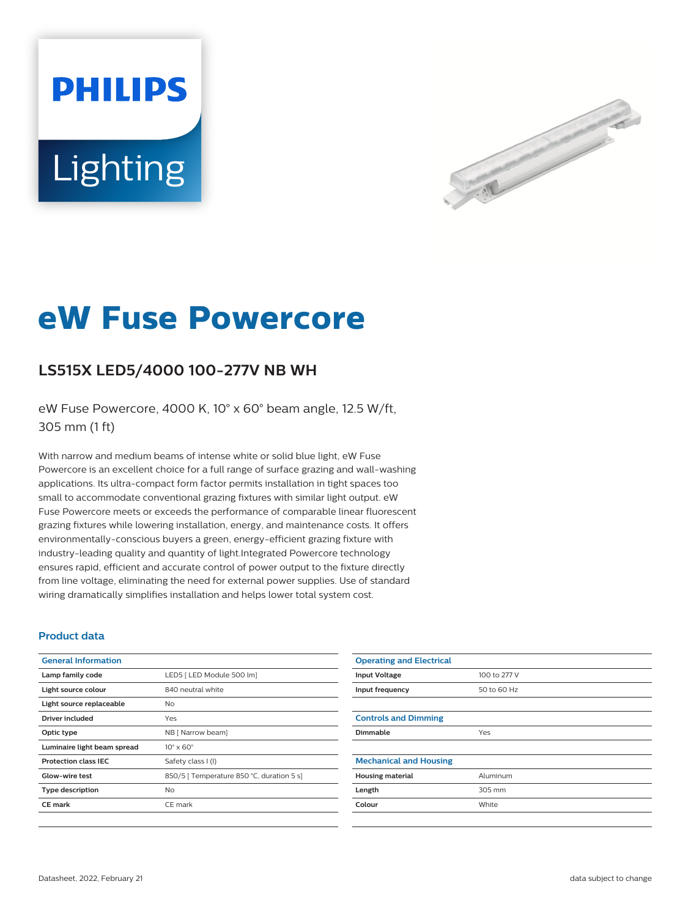PHILIPS

Lighting

# eW Fuse Powercore

## LS515X LED5/4000 100-277V NB WH

eW Fuse Powercore, 4000 K, 10° x 60° beam angle, 12.5 W/ft, 305 mm (1 ft)

With narrow and medium beams of intense white or solid blue light, eW Fuse Powercore is an excellent choice for a full range of surface grazing and wall-washing applications. Its ultra-compact form factor permits installation in tight spaces too small to accommodate conventional grazing fixtures with similar light output. eW Fuse Powercore meets or exceeds the performance of comparable linear fluorescent grazing fixtures while lowering installation, energy, and maintenance costs. It offers environmentally-conscious buyers a green, energy-efficient grazing fixture with industry-leading quality and quantity of light.Integrated Powercore technology ensures rapid, efficient and accurate control of power output to the fixture directly from line voltage, eliminating the need for external power supplies. Use of standard wiring dramatically simplifies installation and helps lower total system cost.

### Product data

| General Information | |
|---|---|
| Lamp family code | LED5 [ LED Module 500 lm] |
| Light source colour | 840 neutral white |
| Light source replaceable | No |
| Driver included | Yes |
| Optic type | NB [ Narrow beam] |
| Luminaire light beam spread | 10° x 60° |
| Protection class IEC | Safety class I (I) |
| Glow-wire test | 850/5 [ Temperature 850 °C, duration 5 s] |
| Type description | No |
| CE mark | CE mark |

| Operating and Electrical | |
|---|---|
| Input Voltage | 100 to 277 V |
| Input frequency | 50 to 60 Hz |

| Controls and Dimming | |
|---|---|
| Dimmable | Yes |

| Mechanical and Housing | |
|---|---|
| Housing material | Aluminum |
| Length | 305 mm |
| Colour | White |

Datasheet, 2022, February 21

data subject to change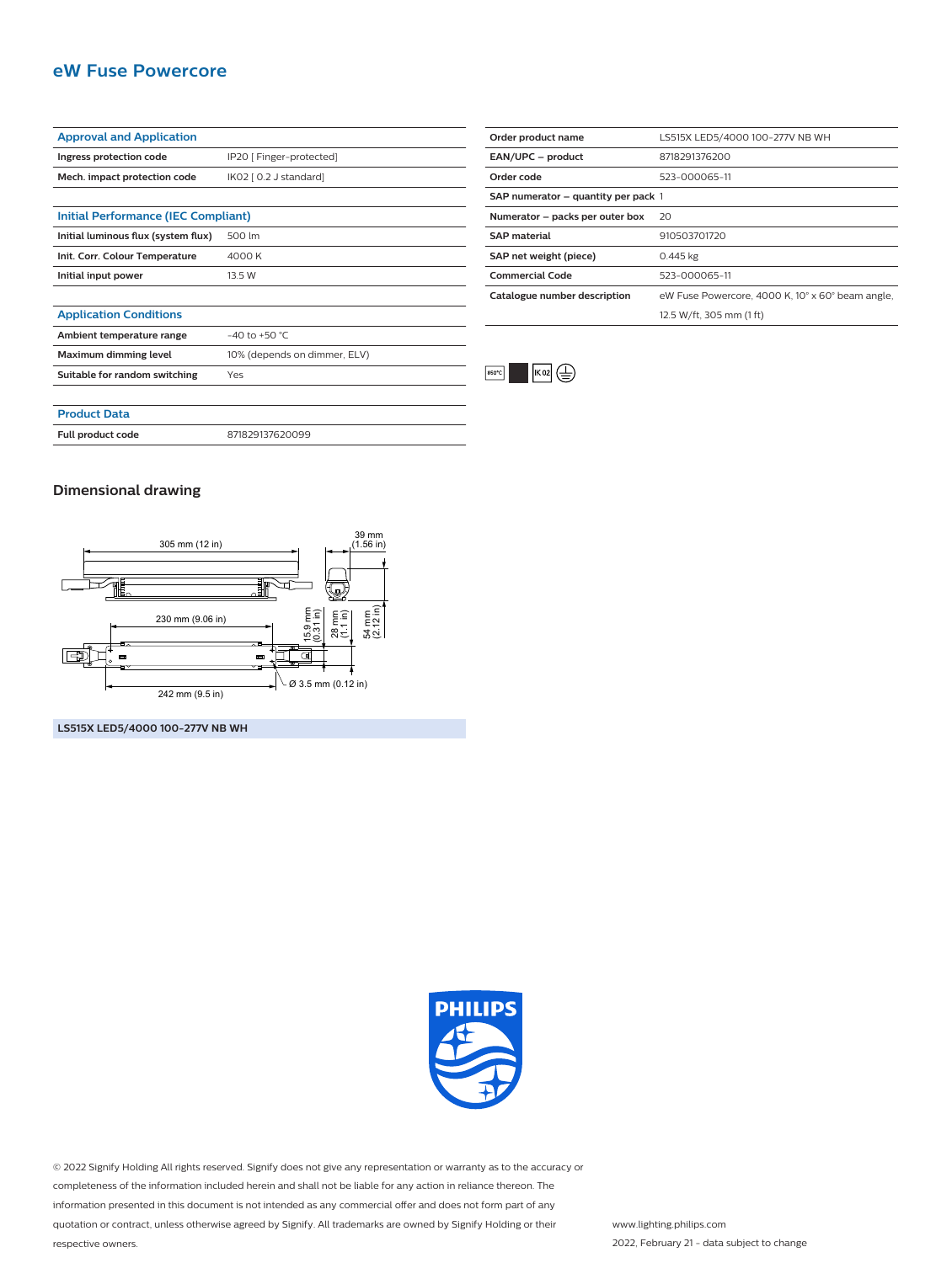# eW Fuse Powercore

| Approval and Application | |
|---|---|
| Ingress protection code | IP20 [ Finger-protected] |
| Mech. impact protection code | IK02 [ 0.2 J standard] |

| Initial Performance (IEC Compliant) | |
|---|---|
| Initial luminous flux (system flux) | 500 lm |
| Init. Corr. Colour Temperature | 4000 K |
| Initial input power | 13.5 W |

| Application Conditions | |
|---|---|
| Ambient temperature range | -40 to +50 °C |
| Maximum dimming level | 10% (depends on dimmer, ELV) |
| Suitable for random switching | Yes |

| Product Data | |
|---|---|
| Full product code | 871829137620099 |

| | |
|---|---|
| Order product name | LS515X LED5/4000 100-277V NB WH |
| EAN/UPC – product | 8718291376200 |
| Order code | 523-000065-11 |
| SAP numerator – quantity per pack | 1 |
| Numerator – packs per outer box | 20 |
| SAP material | 910503701720 |
| SAP net weight (piece) | 0.445 kg |
| Commercial Code | 523-000065-11 |
| Catalogue number description | eW Fuse Powercore, 4000 K, 10° x 60° beam angle, 12.5 W/ft, 305 mm (1 ft) |

850°C IK02

## Dimensional drawing

305 mm (12 in)
39 mm (1.56 in)
230 mm (9.06 in)
15.9 mm (0.31 in)
28 mm (1.1 in)
54 mm (2.12 in)
Ø 3.5 mm (0.12 in)
242 mm (9.5 in)

**LS515X LED5/4000 100-277V NB WH**

© 2022 Signify Holding All rights reserved. Signify does not give any representation or warranty as to the accuracy or completeness of the information included herein and shall not be liable for any action in reliance thereon. The information presented in this document is not intended as any commercial offer and does not form part of any quotation or contract, unless otherwise agreed by Signify. All trademarks are owned by Signify Holding or their respective owners.

www.lighting.philips.com
2022, February 21 - data subject to change